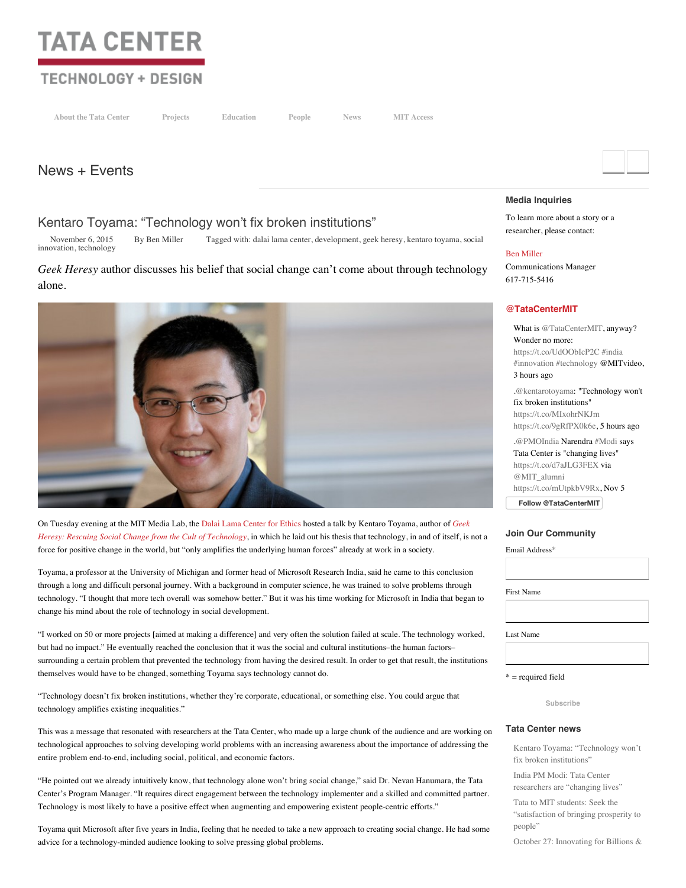# TATA CENTER

## TECHNOLOGY + DESIGN

About the Tata Center | Projects | Education | People | News | MIT Access

## News + Events

### Kentaro Toyama: "Technology won't fix broken institutions"

November 6, 2015 By Ben Miller Tagged with: dalai lama center, development, geek heresy, kentaro toyama, social innovation, technology

*Geek Heresy* author discusses his belief that social change can't come about through technology alone.

On Tuesday evening at the MIT Media Lab, the Dalai Lama Center for Ethics hosted a talk by Kentaro Toyama, author of *Geek Heresy: Rescuing Social Change from the Cult of Technology*, in which he laid out his thesis that technology, in and of itself, is not a force for positive change in the world, but "only amplifies the underlying human forces" already at work in a society.

Toyama, a professor at the University of Michigan and former head of Microsoft Research India, said he came to this conclusion through a long and difficult personal journey. With a background in computer science, he was trained to solve problems through technology. "I thought that more tech overall was somehow better." But it was his time working for Microsoft in India that began to change his mind about the role of technology in social development.

"I worked on 50 or more projects [aimed at making a difference] and very often the solution failed at scale. The technology worked, but had no impact." He eventually reached the conclusion that it was the social and cultural institutions–the human factors–surrounding a certain problem that prevented the technology from having the desired result. In order to get that result, the institutions themselves would have to be changed, something Toyama says technology cannot do.

"Technology doesn't fix broken institutions, whether they're corporate, educational, or something else. You could argue that technology amplifies existing inequalities."

This was a message that resonated with researchers at the Tata Center, who made up a large chunk of the audience and are working on technological approaches to solving developing world problems with an increasing awareness about the importance of addressing the entire problem end-to-end, including social, political, and economic factors.

"He pointed out we already intuitively know, that technology alone won't bring social change," said Dr. Nevan Hanumara, the Tata Center's Program Manager. "It requires direct engagement between the technology implementer and a skilled and committed partner. Technology is most likely to have a positive effect when augmenting and empowering existent people-centric efforts."

Toyama quit Microsoft after five years in India, feeling that he needed to take a new approach to creating social change. He had some advice for a technology-minded audience looking to solve pressing global problems.

### Media Inquiries

To learn more about a story or a researcher, please contact:

Ben Miller
Communications Manager
617-715-5416

### @TataCenterMIT

What is @TataCenterMIT, anyway? Wonder no more: https://t.co/UdOObIcP2C #india #innovation #technology @MITvideo, 3 hours ago

.@kentarotoyama: "Technology won't fix broken institutions" https://t.co/MIxohrNKJm https://t.co/9gRfPX0k6e, 5 hours ago

.@PMOIndia Narendra #Modi says Tata Center is "changing lives" https://t.co/d7aJLG3FEX via @MIT_alumni https://t.co/mUtpkbV9Rx, Nov 5

Follow @TataCenterMIT

### Join Our Community

Email Address*

First Name

Last Name

* = required field

Subscribe

### Tata Center news

- Kentaro Toyama: "Technology won't fix broken institutions"
- India PM Modi: Tata Center researchers are "changing lives"
- Tata to MIT students: Seek the "satisfaction of bringing prosperity to people"
- October 27: Innovating for Billions &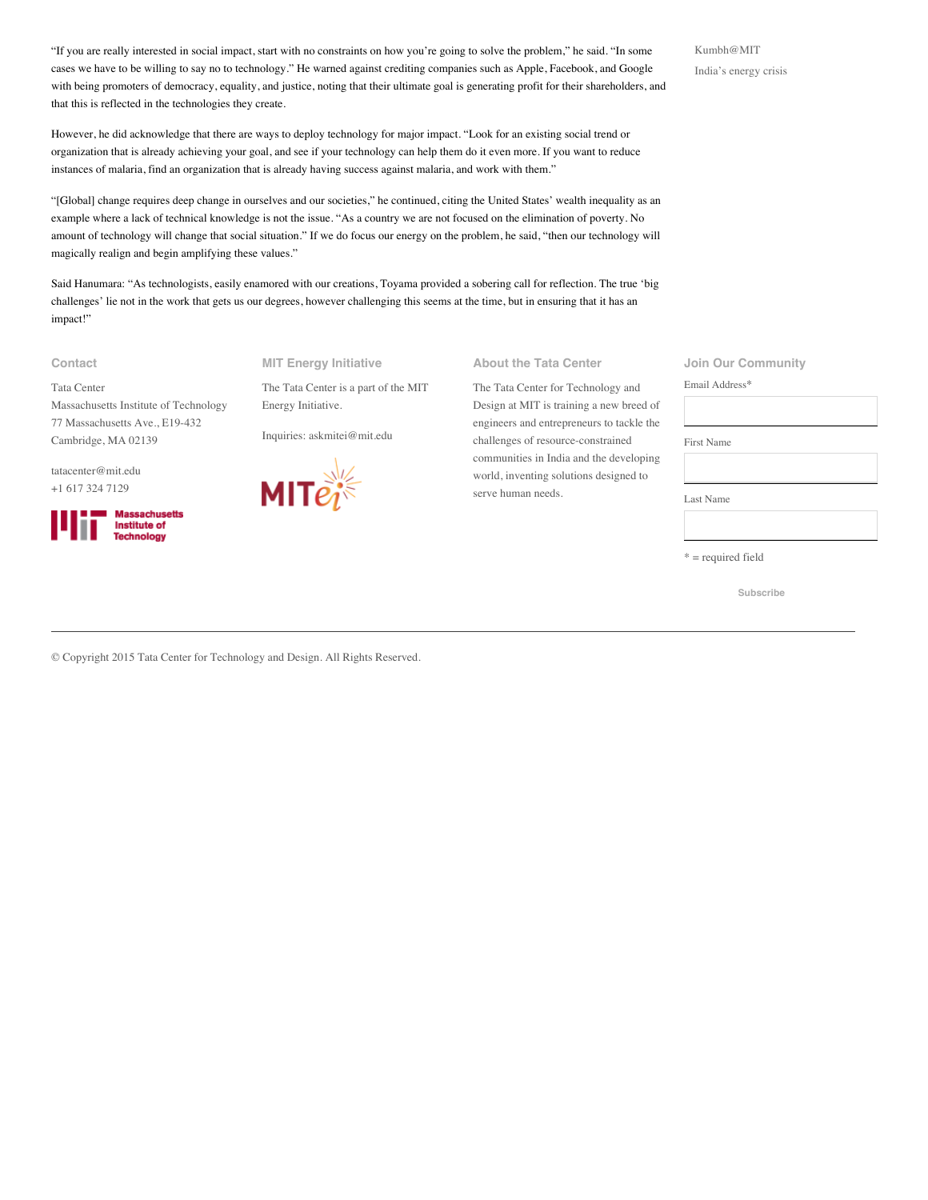"If you are really interested in social impact, start with no constraints on how you're going to solve the problem," he said. "In some cases we have to be willing to say no to technology." He warned against crediting companies such as Apple, Facebook, and Google with being promoters of democracy, equality, and justice, noting that their ultimate goal is generating profit for their shareholders, and that this is reflected in the technologies they create.

However, he did acknowledge that there are ways to deploy technology for major impact. "Look for an existing social trend or organization that is already achieving your goal, and see if your technology can help them do it even more. If you want to reduce instances of malaria, find an organization that is already having success against malaria, and work with them."

"[Global] change requires deep change in ourselves and our societies," he continued, citing the United States' wealth inequality as an example where a lack of technical knowledge is not the issue. "As a country we are not focused on the elimination of poverty. No amount of technology will change that social situation." If we do focus our energy on the problem, he said, "then our technology will magically realign and begin amplifying these values."

Said Hanumara: "As technologists, easily enamored with our creations, Toyama provided a sobering call for reflection. The true 'big challenges' lie not in the work that gets us our degrees, however challenging this seems at the time, but in ensuring that it has an impact!"

Kumbh@MIT

India's energy crisis

### Contact

Tata Center
Massachusetts Institute of Technology
77 Massachusetts Ave., E19-432
Cambridge, MA 02139

tatacenter@mit.edu
+1 617 324 7129

### MIT Energy Initiative

The Tata Center is a part of the MIT Energy Initiative.

Inquiries: askmitei@mit.edu

### About the Tata Center

The Tata Center for Technology and Design at MIT is training a new breed of engineers and entrepreneurs to tackle the challenges of resource-constrained communities in India and the developing world, inventing solutions designed to serve human needs.

### Join Our Community

Email Address*

First Name

Last Name

* = required field

Subscribe

© Copyright 2015 Tata Center for Technology and Design. All Rights Reserved.